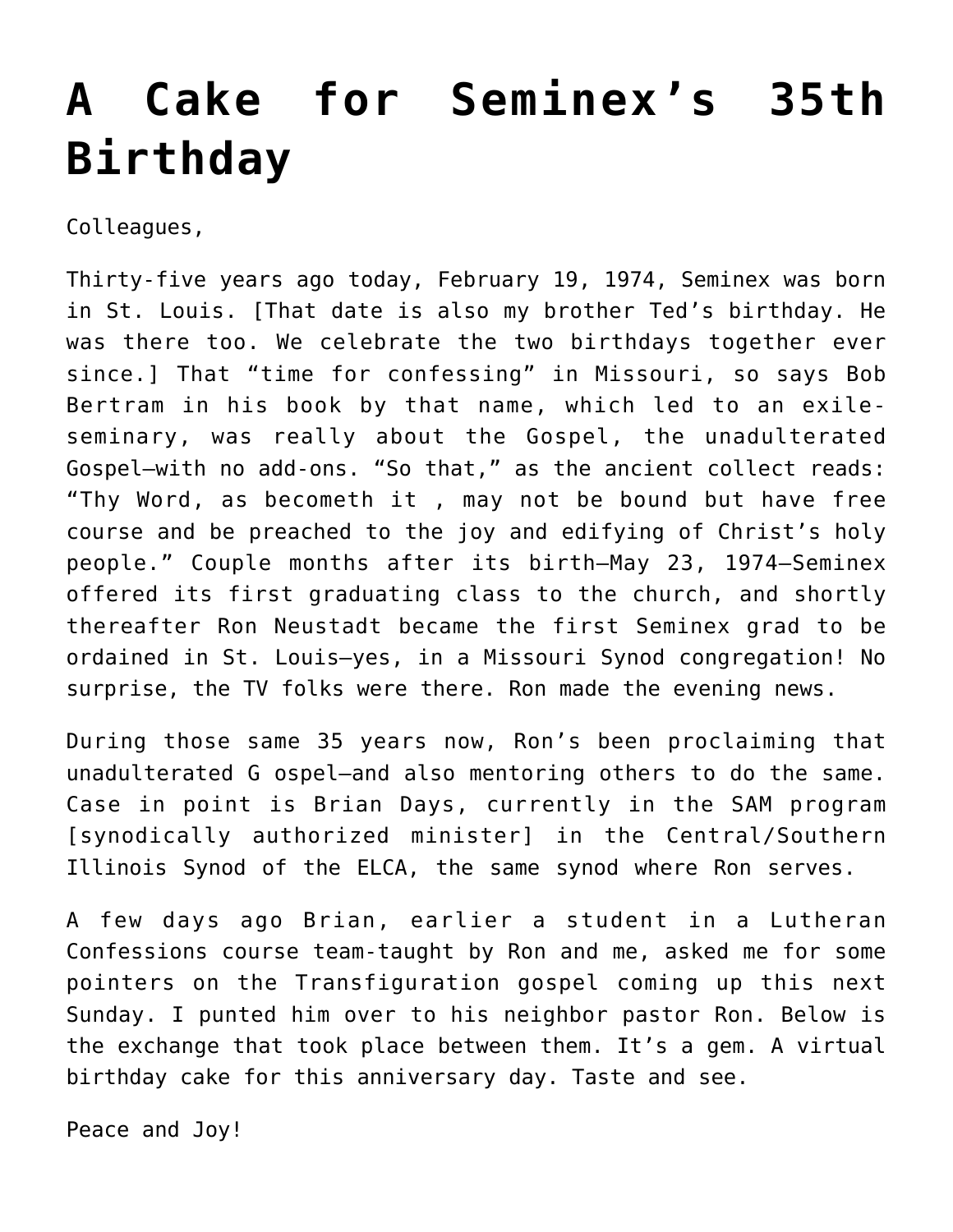# A Cake for Seminex's 35th Birthday

Colleagues,

Thirty-five years ago today, February 19, 1974, Seminex was born in St. Louis. [That date is also my brother Ted's birthday. He was there too. We celebrate the two birthdays together ever since.] That "time for confessing" in Missouri, so says Bob Bertram in his book by that name, which led to an exile-seminary, was really about the Gospel, the unadulterated Gospel—with no add-ons. "So that," as the ancient collect reads: "Thy Word, as becometh it , may not be bound but have free course and be preached to the joy and edifying of Christ's holy people." Couple months after its birth—May 23, 1974—Seminex offered its first graduating class to the church, and shortly thereafter Ron Neustadt became the first Seminex grad to be ordained in St. Louis—yes, in a Missouri Synod congregation! No surprise, the TV folks were there. Ron made the evening news.

During those same 35 years now, Ron's been proclaiming that unadulterated G ospel—and also mentoring others to do the same. Case in point is Brian Days, currently in the SAM program [synodically authorized minister] in the Central/Southern Illinois Synod of the ELCA, the same synod where Ron serves.

A few days ago Brian, earlier a student in a Lutheran Confessions course team-taught by Ron and me, asked me for some pointers on the Transfiguration gospel coming up this next Sunday. I punted him over to his neighbor pastor Ron. Below is the exchange that took place between them. It's a gem. A virtual birthday cake for this anniversary day. Taste and see.

Peace and Joy!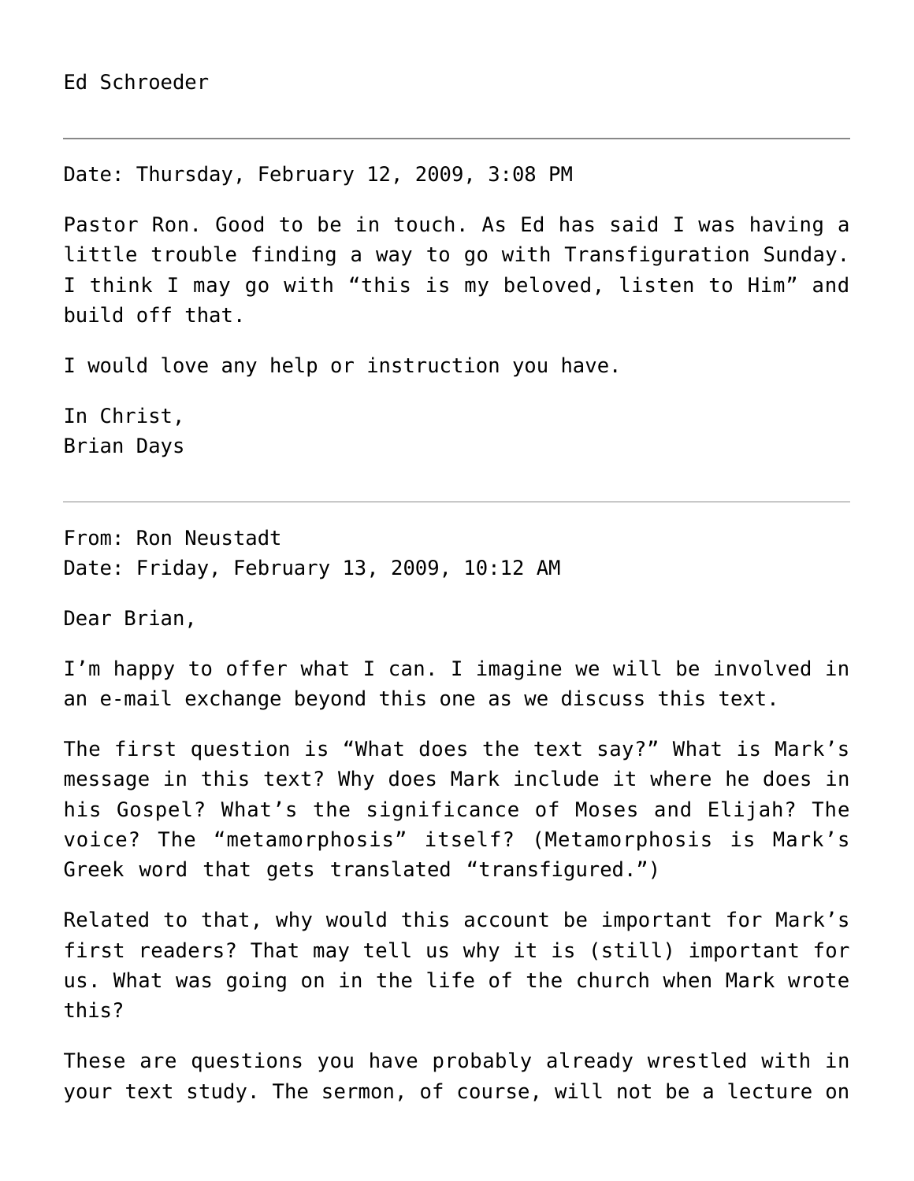Ed Schroeder

---

Date: Thursday, February 12, 2009, 3:08 PM

Pastor Ron. Good to be in touch. As Ed has said I was having a little trouble finding a way to go with Transfiguration Sunday. I think I may go with "this is my beloved, listen to Him" and build off that.

I would love any help or instruction you have.

In Christ,
Brian Days

---

From: Ron Neustadt
Date: Friday, February 13, 2009, 10:12 AM

Dear Brian,

I'm happy to offer what I can. I imagine we will be involved in an e-mail exchange beyond this one as we discuss this text.

The first question is "What does the text say?" What is Mark's message in this text? Why does Mark include it where he does in his Gospel? What's the significance of Moses and Elijah? The voice? The "metamorphosis" itself? (Metamorphosis is Mark's Greek word that gets translated "transfigured.")

Related to that, why would this account be important for Mark's first readers? That may tell us why it is (still) important for us. What was going on in the life of the church when Mark wrote this?

These are questions you have probably already wrestled with in your text study. The sermon, of course, will not be a lecture on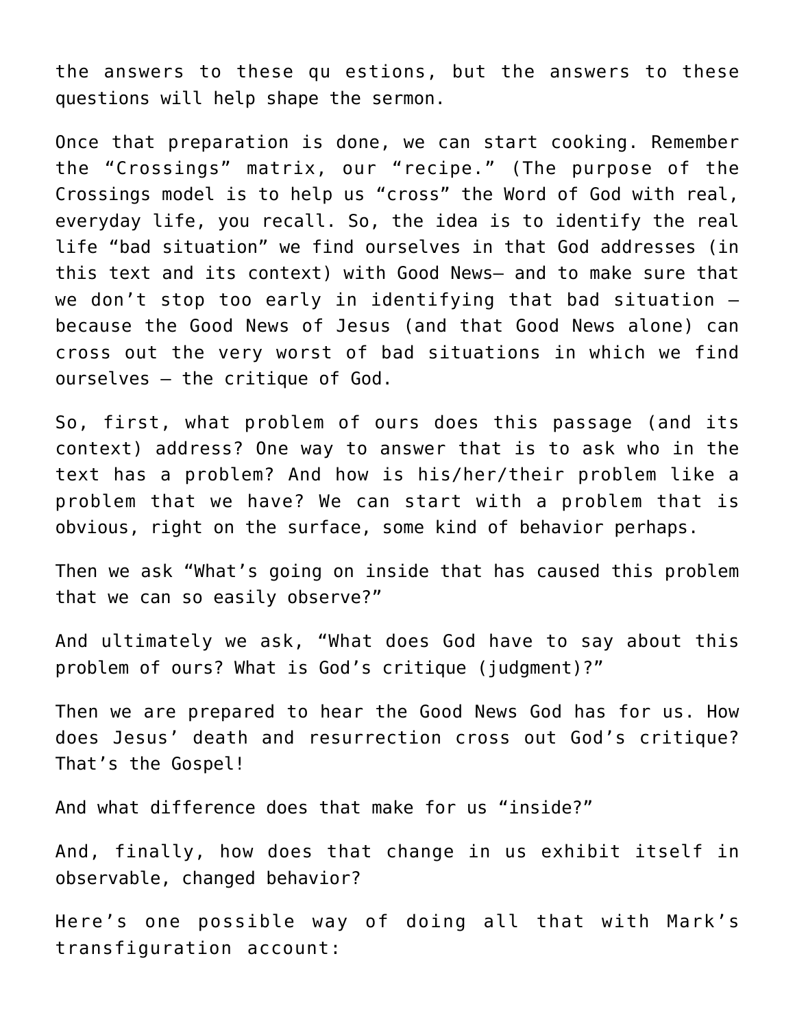the answers to these qu estions, but the answers to these questions will help shape the sermon.

Once that preparation is done, we can start cooking. Remember the "Crossings" matrix, our "recipe." (The purpose of the Crossings model is to help us "cross" the Word of God with real, everyday life, you recall. So, the idea is to identify the real life "bad situation" we find ourselves in that God addresses (in this text and its context) with Good News– and to make sure that we don't stop too early in identifying that bad situation – because the Good News of Jesus (and that Good News alone) can cross out the very worst of bad situations in which we find ourselves – the critique of God.

So, first, what problem of ours does this passage (and its context) address? One way to answer that is to ask who in the text has a problem? And how is his/her/their problem like a problem that we have? We can start with a problem that is obvious, right on the surface, some kind of behavior perhaps.

Then we ask "What's going on inside that has caused this problem that we can so easily observe?"

And ultimately we ask, "What does God have to say about this problem of ours? What is God's critique (judgment)?"

Then we are prepared to hear the Good News God has for us. How does Jesus' death and resurrection cross out God's critique? That's the Gospel!

And what difference does that make for us "inside?"

And, finally, how does that change in us exhibit itself in observable, changed behavior?

Here's one possible way of doing all that with Mark's transfiguration account: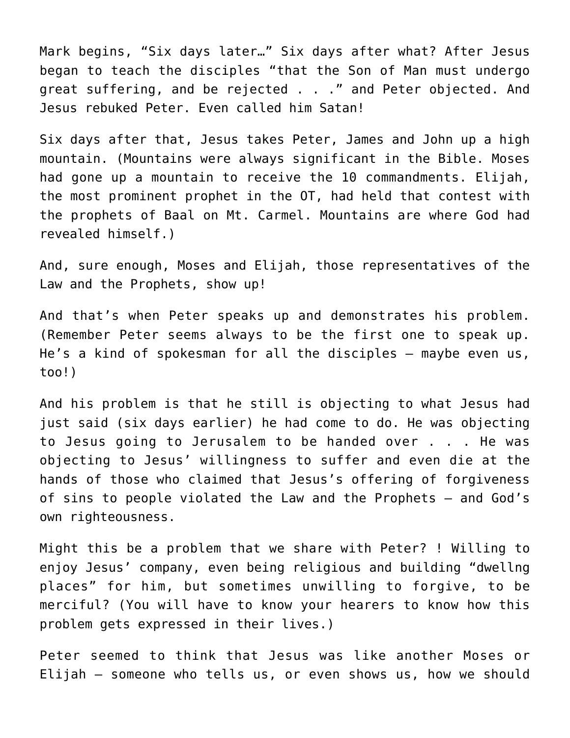Mark begins, “Six days later…” Six days after what? After Jesus began to teach the disciples “that the Son of Man must undergo great suffering, and be rejected . . .” and Peter objected. And Jesus rebuked Peter. Even called him Satan!

Six days after that, Jesus takes Peter, James and John up a high mountain. (Mountains were always significant in the Bible. Moses had gone up a mountain to receive the 10 commandments. Elijah, the most prominent prophet in the OT, had held that contest with the prophets of Baal on Mt. Carmel. Mountains are where God had revealed himself.)

And, sure enough, Moses and Elijah, those representatives of the Law and the Prophets, show up!

And that’s when Peter speaks up and demonstrates his problem. (Remember Peter seems always to be the first one to speak up. He’s a kind of spokesman for all the disciples – maybe even us, too!)

And his problem is that he still is objecting to what Jesus had just said (six days earlier) he had come to do. He was objecting to Jesus going to Jerusalem to be handed over . . . He was objecting to Jesus’ willingness to suffer and even die at the hands of those who claimed that Jesus’s offering of forgiveness of sins to people violated the Law and the Prophets – and God’s own righteousness.

Might this be a problem that we share with Peter? ! Willing to enjoy Jesus’ company, even being religious and building “dwellng places” for him, but sometimes unwilling to forgive, to be merciful? (You will have to know your hearers to know how this problem gets expressed in their lives.)

Peter seemed to think that Jesus was like another Moses or Elijah – someone who tells us, or even shows us, how we should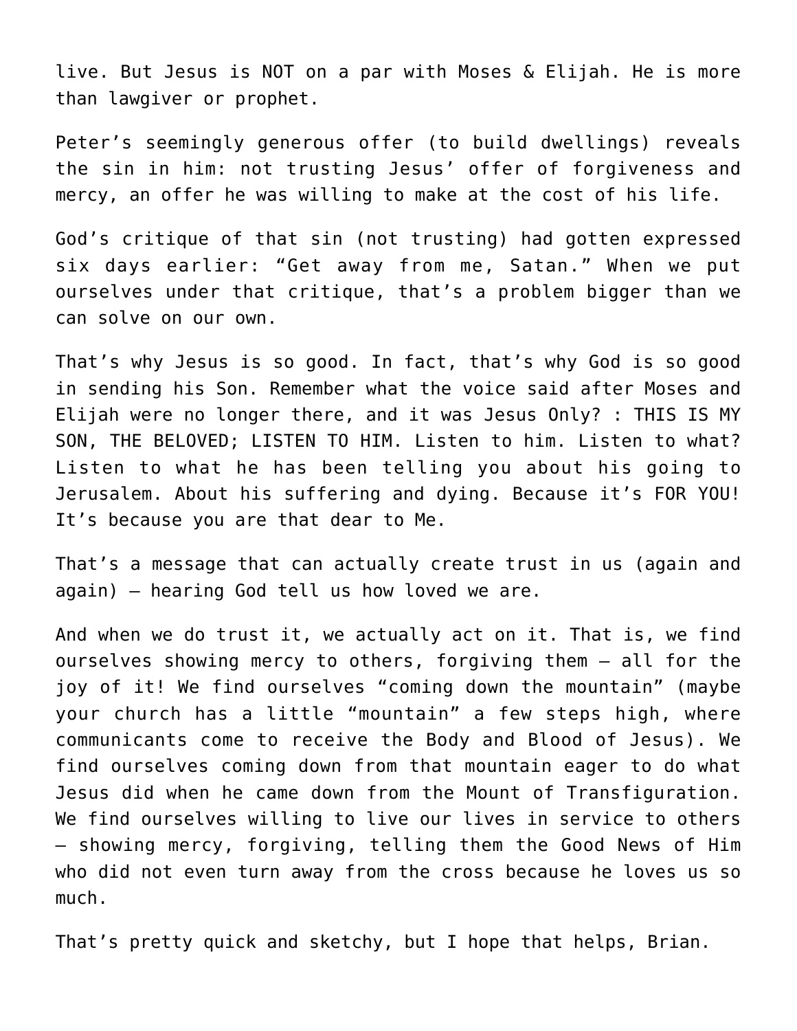live. But Jesus is NOT on a par with Moses & Elijah. He is more than lawgiver or prophet.

Peter's seemingly generous offer (to build dwellings) reveals the sin in him: not trusting Jesus' offer of forgiveness and mercy, an offer he was willing to make at the cost of his life.

God's critique of that sin (not trusting) had gotten expressed six days earlier: "Get away from me, Satan." When we put ourselves under that critique, that's a problem bigger than we can solve on our own.

That's why Jesus is so good. In fact, that's why God is so good in sending his Son. Remember what the voice said after Moses and Elijah were no longer there, and it was Jesus Only? : THIS IS MY SON, THE BELOVED; LISTEN TO HIM. Listen to him. Listen to what? Listen to what he has been telling you about his going to Jerusalem. About his suffering and dying. Because it's FOR YOU! It's because you are that dear to Me.

That's a message that can actually create trust in us (again and again) – hearing God tell us how loved we are.

And when we do trust it, we actually act on it. That is, we find ourselves showing mercy to others, forgiving them – all for the joy of it! We find ourselves "coming down the mountain" (maybe your church has a little "mountain" a few steps high, where communicants come to receive the Body and Blood of Jesus). We find ourselves coming down from that mountain eager to do what Jesus did when he came down from the Mount of Transfiguration. We find ourselves willing to live our lives in service to others – showing mercy, forgiving, telling them the Good News of Him who did not even turn away from the cross because he loves us so much.

That's pretty quick and sketchy, but I hope that helps, Brian.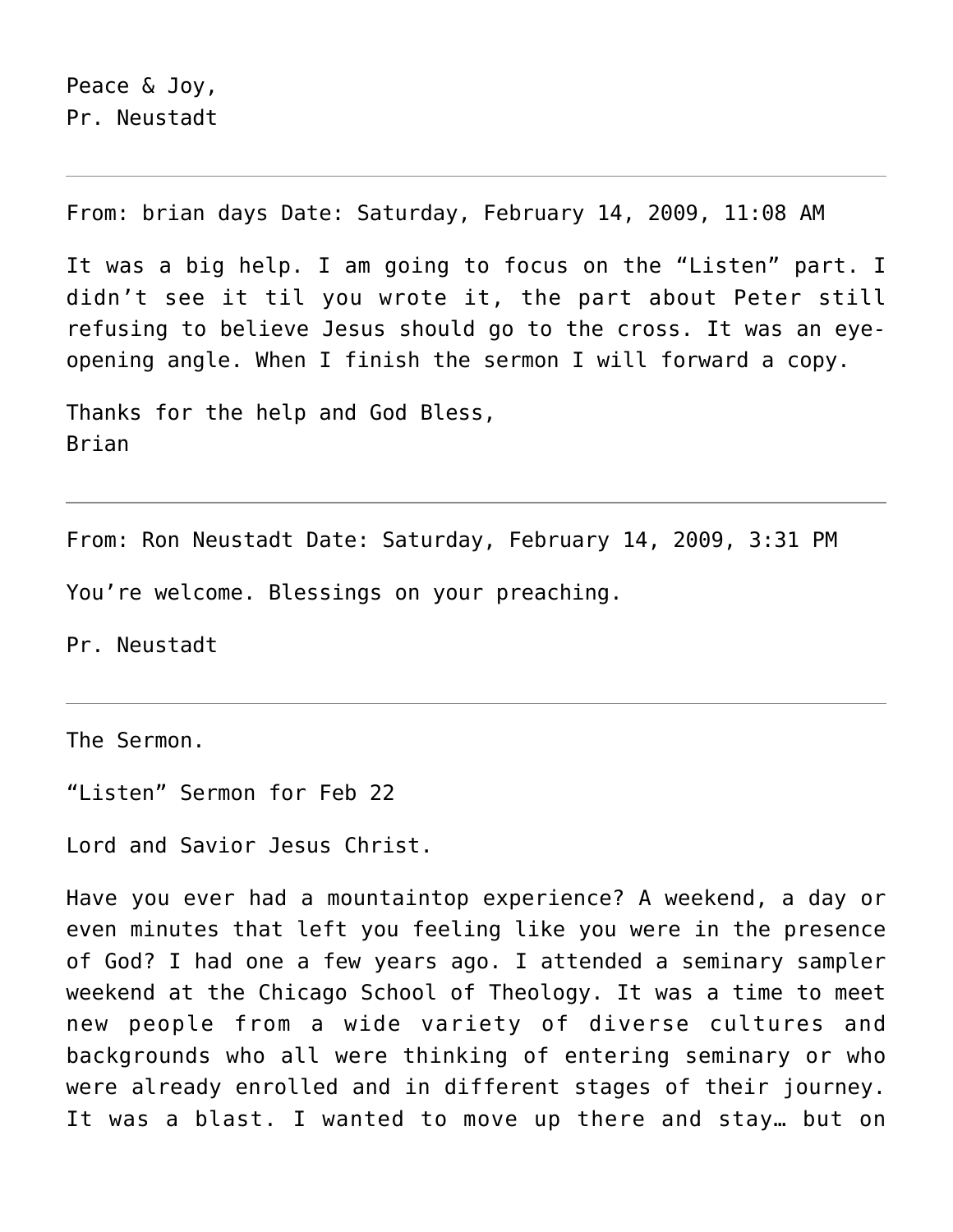Peace & Joy,
Pr. Neustadt

---

From: brian days Date: Saturday, February 14, 2009, 11:08 AM

It was a big help. I am going to focus on the "Listen" part. I didn't see it til you wrote it, the part about Peter still refusing to believe Jesus should go to the cross. It was an eye-opening angle. When I finish the sermon I will forward a copy.

Thanks for the help and God Bless,
Brian

---

From: Ron Neustadt Date: Saturday, February 14, 2009, 3:31 PM

You're welcome. Blessings on your preaching.

Pr. Neustadt

---

The Sermon.

"Listen" Sermon for Feb 22

Lord and Savior Jesus Christ.

Have you ever had a mountaintop experience? A weekend, a day or even minutes that left you feeling like you were in the presence of God? I had one a few years ago. I attended a seminary sampler weekend at the Chicago School of Theology. It was a time to meet new people from a wide variety of diverse cultures and backgrounds who all were thinking of entering seminary or who were already enrolled and in different stages of their journey. It was a blast. I wanted to move up there and stay… but on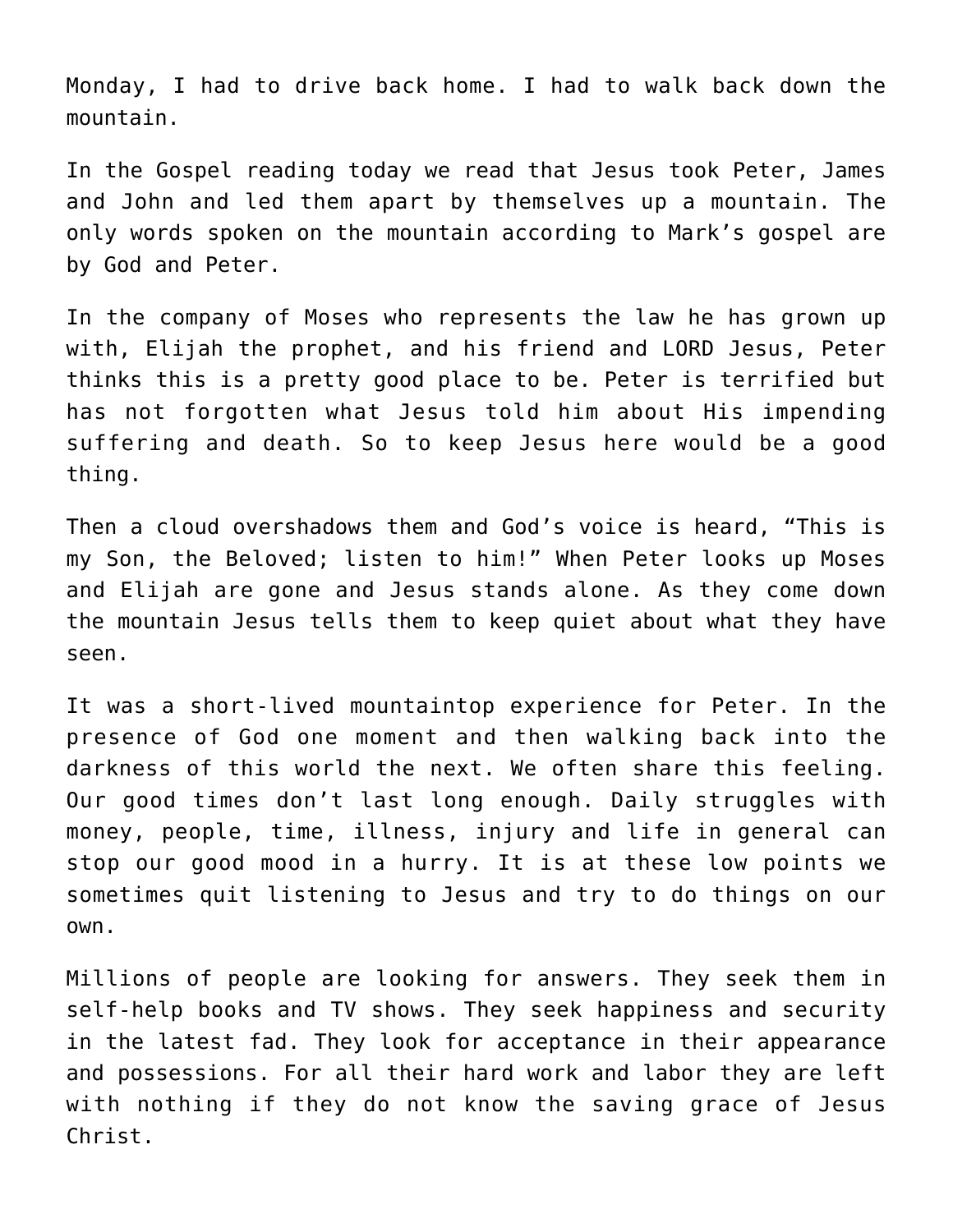Monday, I had to drive back home. I had to walk back down the mountain.

In the Gospel reading today we read that Jesus took Peter, James and John and led them apart by themselves up a mountain. The only words spoken on the mountain according to Mark's gospel are by God and Peter.

In the company of Moses who represents the law he has grown up with, Elijah the prophet, and his friend and LORD Jesus, Peter thinks this is a pretty good place to be. Peter is terrified but has not forgotten what Jesus told him about His impending suffering and death. So to keep Jesus here would be a good thing.

Then a cloud overshadows them and God's voice is heard, "This is my Son, the Beloved; listen to him!" When Peter looks up Moses and Elijah are gone and Jesus stands alone. As they come down the mountain Jesus tells them to keep quiet about what they have seen.

It was a short-lived mountaintop experience for Peter. In the presence of God one moment and then walking back into the darkness of this world the next. We often share this feeling. Our good times don't last long enough. Daily struggles with money, people, time, illness, injury and life in general can stop our good mood in a hurry. It is at these low points we sometimes quit listening to Jesus and try to do things on our own.

Millions of people are looking for answers. They seek them in self-help books and TV shows. They seek happiness and security in the latest fad. They look for acceptance in their appearance and possessions. For all their hard work and labor they are left with nothing if they do not know the saving grace of Jesus Christ.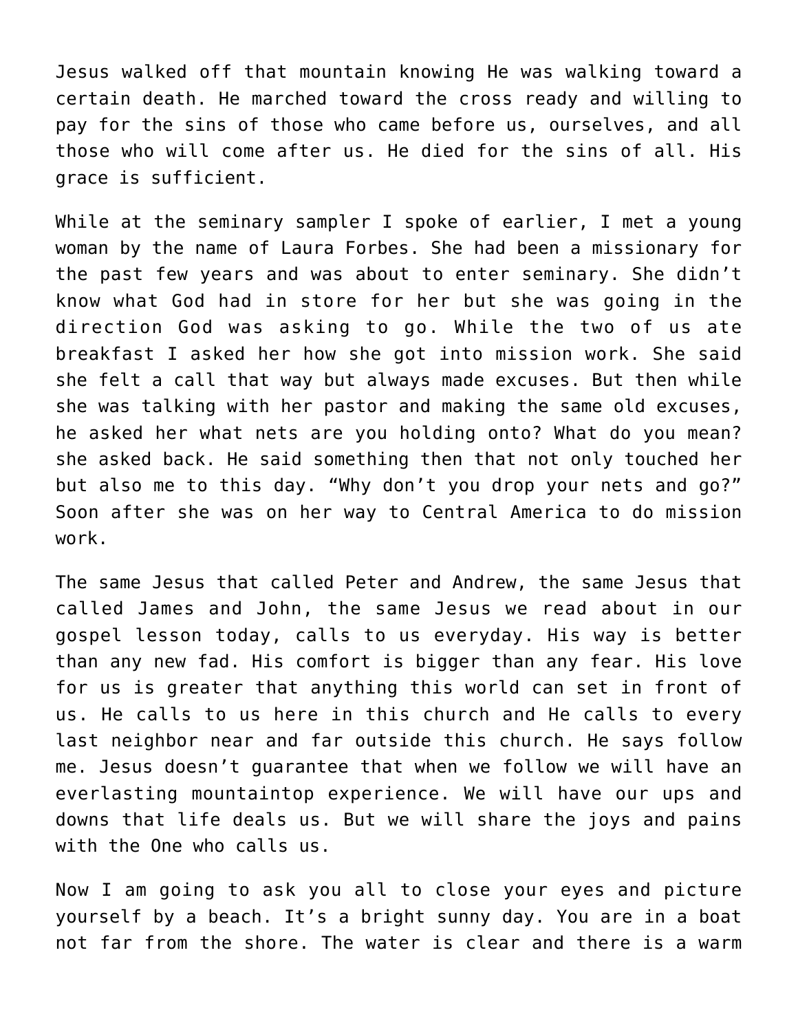Jesus walked off that mountain knowing He was walking toward a certain death. He marched toward the cross ready and willing to pay for the sins of those who came before us, ourselves, and all those who will come after us. He died for the sins of all. His grace is sufficient.

While at the seminary sampler I spoke of earlier, I met a young woman by the name of Laura Forbes. She had been a missionary for the past few years and was about to enter seminary. She didn't know what God had in store for her but she was going in the direction God was asking to go. While the two of us ate breakfast I asked her how she got into mission work. She said she felt a call that way but always made excuses. But then while she was talking with her pastor and making the same old excuses, he asked her what nets are you holding onto? What do you mean? she asked back. He said something then that not only touched her but also me to this day. "Why don't you drop your nets and go?" Soon after she was on her way to Central America to do mission work.

The same Jesus that called Peter and Andrew, the same Jesus that called James and John, the same Jesus we read about in our gospel lesson today, calls to us everyday. His way is better than any new fad. His comfort is bigger than any fear. His love for us is greater that anything this world can set in front of us. He calls to us here in this church and He calls to every last neighbor near and far outside this church. He says follow me. Jesus doesn't guarantee that when we follow we will have an everlasting mountaintop experience. We will have our ups and downs that life deals us. But we will share the joys and pains with the One who calls us.

Now I am going to ask you all to close your eyes and picture yourself by a beach. It's a bright sunny day. You are in a boat not far from the shore. The water is clear and there is a warm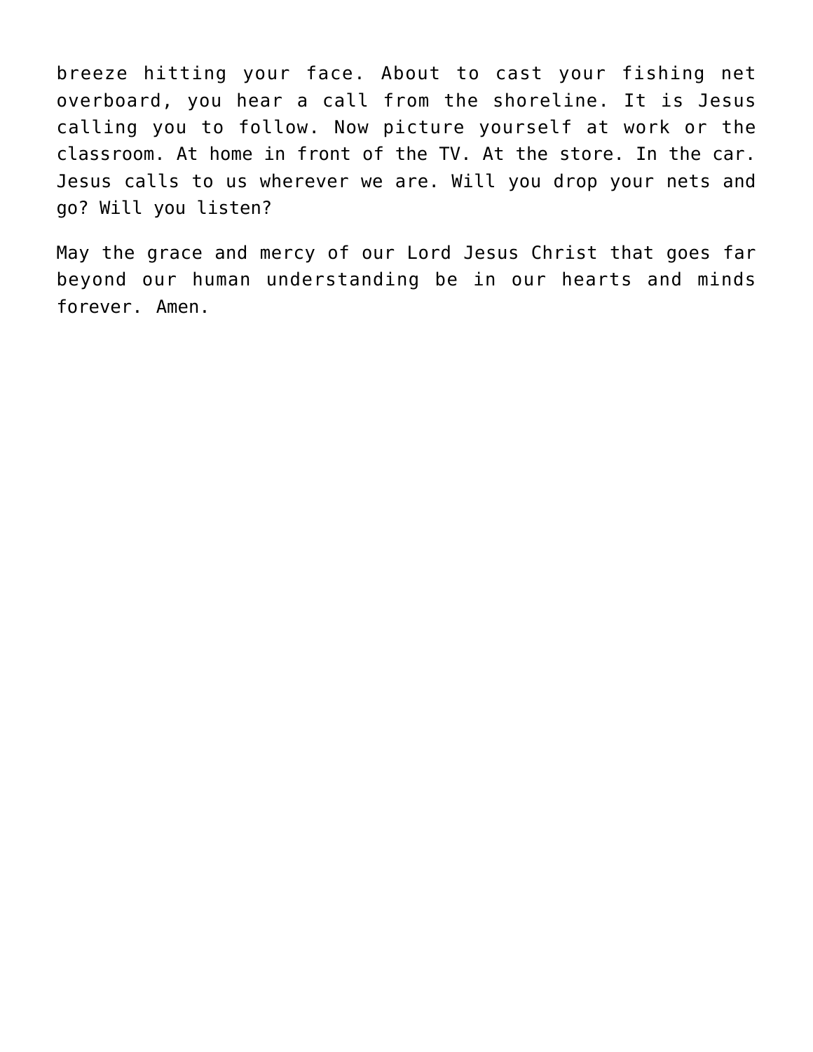breeze hitting your face. About to cast your fishing net overboard, you hear a call from the shoreline. It is Jesus calling you to follow. Now picture yourself at work or the classroom. At home in front of the TV. At the store. In the car. Jesus calls to us wherever we are. Will you drop your nets and go? Will you listen?

May the grace and mercy of our Lord Jesus Christ that goes far beyond our human understanding be in our hearts and minds forever. Amen.